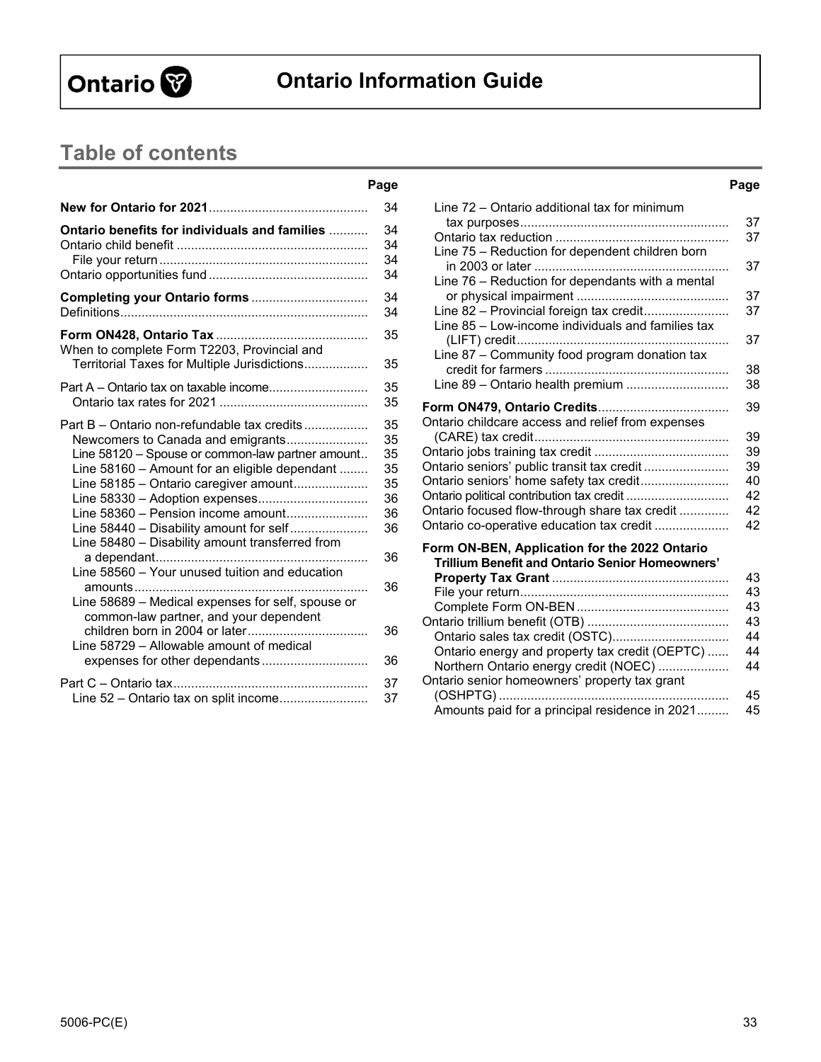# Ontario Information Guide

## Table of contents

| | Page |
|---|---|
| **New for Ontario for 2021** | 34 |
| **Ontario benefits for individuals and families** | 34 |
| Ontario child benefit | 34 |
| File your return | 34 |
| Ontario opportunities fund | 34 |
| **Completing your Ontario forms** | 34 |
| Definitions | 34 |
| **Form ON428, Ontario Tax** | 35 |
| When to complete Form T2203, Provincial and Territorial Taxes for Multiple Jurisdictions | 35 |
| Part A – Ontario tax on taxable income | 35 |
| Ontario tax rates for 2021 | 35 |
| Part B – Ontario non-refundable tax credits | 35 |
| Newcomers to Canada and emigrants | 35 |
| Line 58120 – Spouse or common-law partner amount | 35 |
| Line 58160 – Amount for an eligible dependant | 35 |
| Line 58185 – Ontario caregiver amount | 35 |
| Line 58330 – Adoption expenses | 36 |
| Line 58360 – Pension income amount | 36 |
| Line 58440 – Disability amount for self | 36 |
| Line 58480 – Disability amount transferred from a dependant | 36 |
| Line 58560 – Your unused tuition and education amounts | 36 |
| Line 58689 – Medical expenses for self, spouse or common-law partner, and your dependent children born in 2004 or later | 36 |
| Line 58729 – Allowable amount of medical expenses for other dependants | 36 |
| Part C – Ontario tax | 37 |
| Line 52 – Ontario tax on split income | 37 |
| Line 72 – Ontario additional tax for minimum tax purposes | 37 |
| Ontario tax reduction | 37 |
| Line 75 – Reduction for dependent children born in 2003 or later | 37 |
| Line 76 – Reduction for dependants with a mental or physical impairment | 37 |
| Line 82 – Provincial foreign tax credit | 37 |
| Line 85 – Low-income individuals and families tax (LIFT) credit | 37 |
| Line 87 – Community food program donation tax credit for farmers | 38 |
| Line 89 – Ontario health premium | 38 |
| **Form ON479, Ontario Credits** | 39 |
| Ontario childcare access and relief from expenses (CARE) tax credit | 39 |
| Ontario jobs training tax credit | 39 |
| Ontario seniors' public transit tax credit | 39 |
| Ontario seniors' home safety tax credit | 40 |
| Ontario political contribution tax credit | 42 |
| Ontario focused flow-through share tax credit | 42 |
| Ontario co-operative education tax credit | 42 |
| **Form ON-BEN, Application for the 2022 Ontario Trillium Benefit and Ontario Senior Homeowners' Property Tax Grant** | 43 |
| File your return | 43 |
| Complete Form ON-BEN | 43 |
| Ontario trillium benefit (OTB) | 43 |
| Ontario sales tax credit (OSTC) | 44 |
| Ontario energy and property tax credit (OEPTC) | 44 |
| Northern Ontario energy credit (NOEC) | 44 |
| Ontario senior homeowners' property tax grant (OSHPTG) | 45 |
| Amounts paid for a principal residence in 2021 | 45 |

5006-PC(E)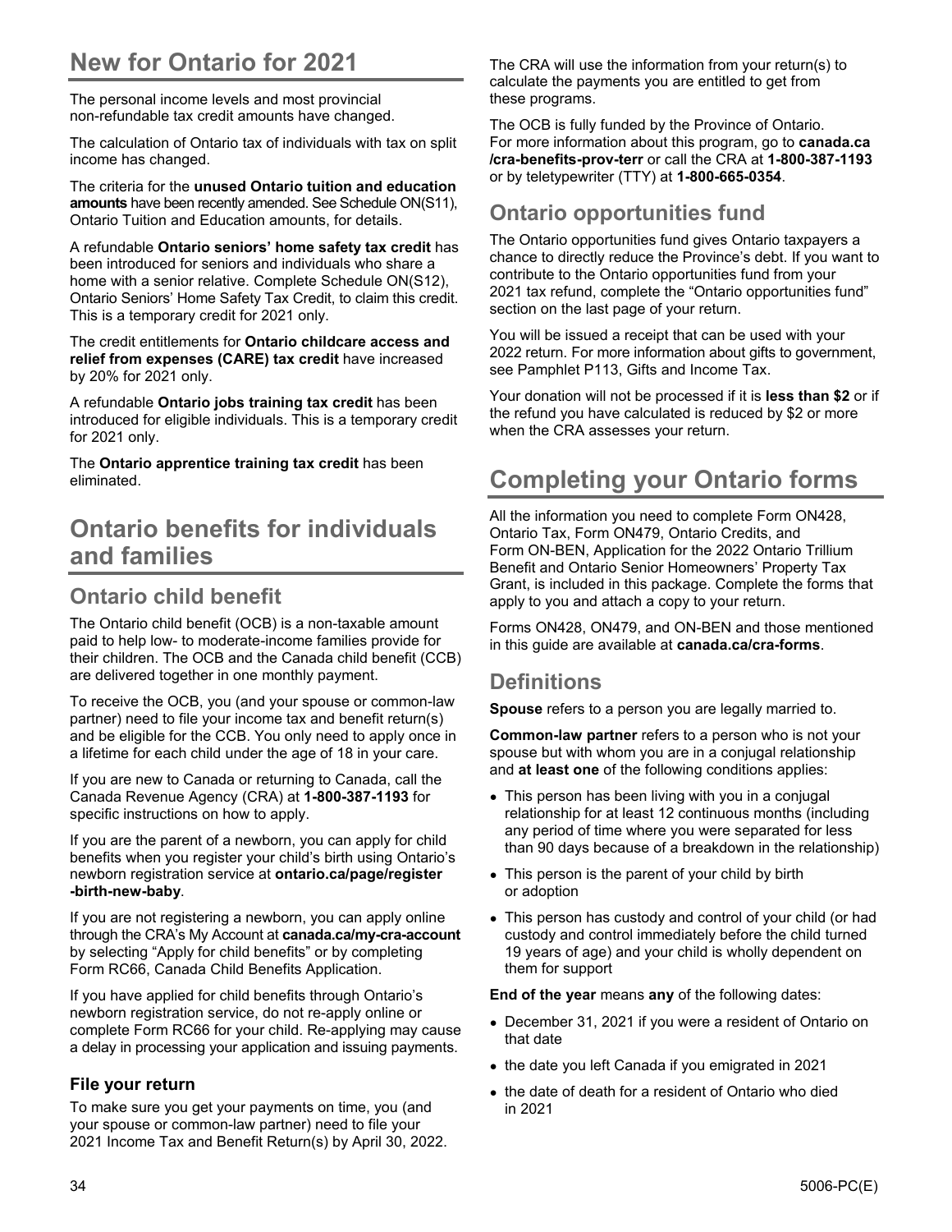# New for Ontario for 2021

The personal income levels and most provincial non-refundable tax credit amounts have changed.

The calculation of Ontario tax of individuals with tax on split income has changed.

The criteria for the **unused Ontario tuition and education amounts** have been recently amended. See Schedule ON(S11), Ontario Tuition and Education amounts, for details.

A refundable **Ontario seniors' home safety tax credit** has been introduced for seniors and individuals who share a home with a senior relative. Complete Schedule ON(S12), Ontario Seniors' Home Safety Tax Credit, to claim this credit. This is a temporary credit for 2021 only.

The credit entitlements for **Ontario childcare access and relief from expenses (CARE) tax credit** have increased by 20% for 2021 only.

A refundable **Ontario jobs training tax credit** has been introduced for eligible individuals. This is a temporary credit for 2021 only.

The **Ontario apprentice training tax credit** has been eliminated.

# Ontario benefits for individuals and families

## Ontario child benefit

The Ontario child benefit (OCB) is a non-taxable amount paid to help low- to moderate-income families provide for their children. The OCB and the Canada child benefit (CCB) are delivered together in one monthly payment.

To receive the OCB, you (and your spouse or common-law partner) need to file your income tax and benefit return(s) and be eligible for the CCB. You only need to apply once in a lifetime for each child under the age of 18 in your care.

If you are new to Canada or returning to Canada, call the Canada Revenue Agency (CRA) at **1-800-387-1193** for specific instructions on how to apply.

If you are the parent of a newborn, you can apply for child benefits when you register your child's birth using Ontario's newborn registration service at **ontario.ca/page/register-birth-new-baby**.

If you are not registering a newborn, you can apply online through the CRA's My Account at **canada.ca/my-cra-account** by selecting "Apply for child benefits" or by completing Form RC66, Canada Child Benefits Application.

If you have applied for child benefits through Ontario's newborn registration service, do not re-apply online or complete Form RC66 for your child. Re-applying may cause a delay in processing your application and issuing payments.

### File your return

To make sure you get your payments on time, you (and your spouse or common-law partner) need to file your 2021 Income Tax and Benefit Return(s) by April 30, 2022.

The CRA will use the information from your return(s) to calculate the payments you are entitled to get from these programs.

The OCB is fully funded by the Province of Ontario. For more information about this program, go to **canada.ca/cra-benefits-prov-terr** or call the CRA at **1-800-387-1193** or by teletypewriter (TTY) at **1-800-665-0354**.

## Ontario opportunities fund

The Ontario opportunities fund gives Ontario taxpayers a chance to directly reduce the Province's debt. If you want to contribute to the Ontario opportunities fund from your 2021 tax refund, complete the "Ontario opportunities fund" section on the last page of your return.

You will be issued a receipt that can be used with your 2022 return. For more information about gifts to government, see Pamphlet P113, Gifts and Income Tax.

Your donation will not be processed if it is **less than $2** or if the refund you have calculated is reduced by $2 or more when the CRA assesses your return.

# Completing your Ontario forms

All the information you need to complete Form ON428, Ontario Tax, Form ON479, Ontario Credits, and Form ON-BEN, Application for the 2022 Ontario Trillium Benefit and Ontario Senior Homeowners' Property Tax Grant, is included in this package. Complete the forms that apply to you and attach a copy to your return.

Forms ON428, ON479, and ON-BEN and those mentioned in this guide are available at **canada.ca/cra-forms**.

## Definitions

**Spouse** refers to a person you are legally married to.

**Common-law partner** refers to a person who is not your spouse but with whom you are in a conjugal relationship and **at least one** of the following conditions applies:

- This person has been living with you in a conjugal relationship for at least 12 continuous months (including any period of time where you were separated for less than 90 days because of a breakdown in the relationship)
- This person is the parent of your child by birth or adoption
- This person has custody and control of your child (or had custody and control immediately before the child turned 19 years of age) and your child is wholly dependent on them for support

**End of the year** means **any** of the following dates:

- December 31, 2021 if you were a resident of Ontario on that date
- the date you left Canada if you emigrated in 2021
- the date of death for a resident of Ontario who died in 2021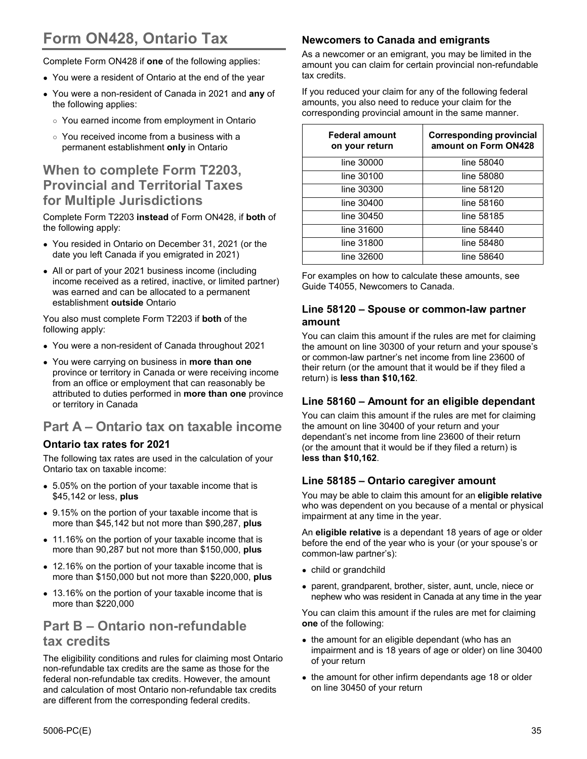# Form ON428, Ontario Tax

Complete Form ON428 if **one** of the following applies:

- You were a resident of Ontario at the end of the year
- You were a non-resident of Canada in 2021 and **any** of the following applies:
  - You earned income from employment in Ontario
  - You received income from a business with a permanent establishment **only** in Ontario

## When to complete Form T2203, Provincial and Territorial Taxes for Multiple Jurisdictions

Complete Form T2203 **instead** of Form ON428, if **both** of the following apply:

- You resided in Ontario on December 31, 2021 (or the date you left Canada if you emigrated in 2021)
- All or part of your 2021 business income (including income received as a retired, inactive, or limited partner) was earned and can be allocated to a permanent establishment **outside** Ontario

You also must complete Form T2203 if **both** of the following apply:

- You were a non-resident of Canada throughout 2021
- You were carrying on business in **more than one** province or territory in Canada or were receiving income from an office or employment that can reasonably be attributed to duties performed in **more than one** province or territory in Canada

## Part A – Ontario tax on taxable income

### Ontario tax rates for 2021

The following tax rates are used in the calculation of your Ontario tax on taxable income:

- 5.05% on the portion of your taxable income that is $45,142 or less, **plus**
- 9.15% on the portion of your taxable income that is more than $45,142 but not more than $90,287, **plus**
- 11.16% on the portion of your taxable income that is more than 90,287 but not more than $150,000, **plus**
- 12.16% on the portion of your taxable income that is more than $150,000 but not more than $220,000, **plus**
- 13.16% on the portion of your taxable income that is more than $220,000

## Part B – Ontario non-refundable tax credits

The eligibility conditions and rules for claiming most Ontario non-refundable tax credits are the same as those for the federal non-refundable tax credits. However, the amount and calculation of most Ontario non-refundable tax credits are different from the corresponding federal credits.

### Newcomers to Canada and emigrants

As a newcomer or an emigrant, you may be limited in the amount you can claim for certain provincial non-refundable tax credits.

If you reduced your claim for any of the following federal amounts, you also need to reduce your claim for the corresponding provincial amount in the same manner.

| Federal amount on your return | Corresponding provincial amount on Form ON428 |
|---|---|
| line 30000 | line 58040 |
| line 30100 | line 58080 |
| line 30300 | line 58120 |
| line 30400 | line 58160 |
| line 30450 | line 58185 |
| line 31600 | line 58440 |
| line 31800 | line 58480 |
| line 32600 | line 58640 |

For examples on how to calculate these amounts, see Guide T4055, Newcomers to Canada.

### Line 58120 – Spouse or common-law partner amount

You can claim this amount if the rules are met for claiming the amount on line 30300 of your return and your spouse's or common-law partner's net income from line 23600 of their return (or the amount that it would be if they filed a return) is **less than $10,162**.

### Line 58160 – Amount for an eligible dependant

You can claim this amount if the rules are met for claiming the amount on line 30400 of your return and your dependant's net income from line 23600 of their return (or the amount that it would be if they filed a return) is **less than $10,162**.

### Line 58185 – Ontario caregiver amount

You may be able to claim this amount for an **eligible relative** who was dependent on you because of a mental or physical impairment at any time in the year.

An **eligible relative** is a dependant 18 years of age or older before the end of the year who is your (or your spouse's or common-law partner's):

- child or grandchild
- parent, grandparent, brother, sister, aunt, uncle, niece or nephew who was resident in Canada at any time in the year

You can claim this amount if the rules are met for claiming **one** of the following:

- the amount for an eligible dependant (who has an impairment and is 18 years of age or older) on line 30400 of your return
- the amount for other infirm dependants age 18 or older on line 30450 of your return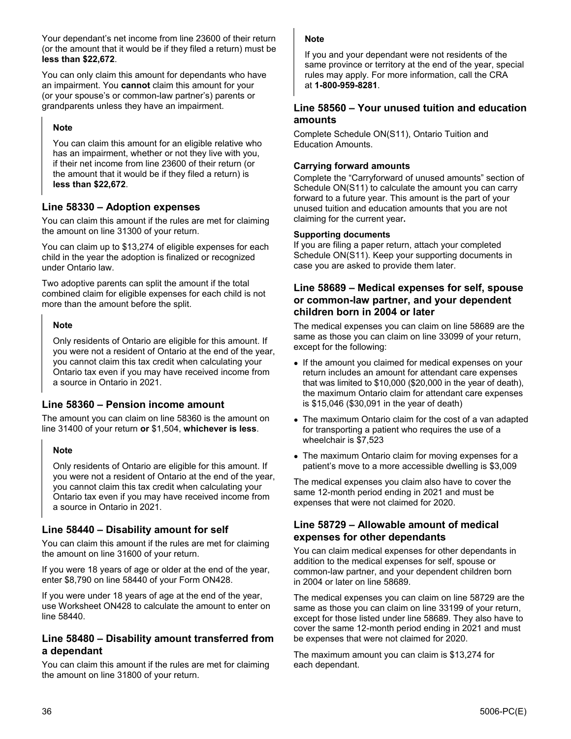Your dependant's net income from line 23600 of their return (or the amount that it would be if they filed a return) must be **less than $22,672**.

You can only claim this amount for dependants who have an impairment. You **cannot** claim this amount for your (or your spouse's or common-law partner's) parents or grandparents unless they have an impairment.

> **Note**
>
> You can claim this amount for an eligible relative who has an impairment, whether or not they live with you, if their net income from line 23600 of their return (or the amount that it would be if they filed a return) is **less than $22,672**.

## Line 58330 – Adoption expenses

You can claim this amount if the rules are met for claiming the amount on line 31300 of your return.

You can claim up to $13,274 of eligible expenses for each child in the year the adoption is finalized or recognized under Ontario law.

Two adoptive parents can split the amount if the total combined claim for eligible expenses for each child is not more than the amount before the split.

> **Note**
>
> Only residents of Ontario are eligible for this amount. If you were not a resident of Ontario at the end of the year, you cannot claim this tax credit when calculating your Ontario tax even if you may have received income from a source in Ontario in 2021.

## Line 58360 – Pension income amount

The amount you can claim on line 58360 is the amount on line 31400 of your return **or** $1,504, **whichever is less**.

> **Note**
>
> Only residents of Ontario are eligible for this amount. If you were not a resident of Ontario at the end of the year, you cannot claim this tax credit when calculating your Ontario tax even if you may have received income from a source in Ontario in 2021.

## Line 58440 – Disability amount for self

You can claim this amount if the rules are met for claiming the amount on line 31600 of your return.

If you were 18 years of age or older at the end of the year, enter $8,790 on line 58440 of your Form ON428.

If you were under 18 years of age at the end of the year, use Worksheet ON428 to calculate the amount to enter on line 58440.

## Line 58480 – Disability amount transferred from a dependant

You can claim this amount if the rules are met for claiming the amount on line 31800 of your return.

> **Note**
>
> If you and your dependant were not residents of the same province or territory at the end of the year, special rules may apply. For more information, call the CRA at **1-800-959-8281**.

## Line 58560 – Your unused tuition and education amounts

Complete Schedule ON(S11), Ontario Tuition and Education Amounts.

### Carrying forward amounts

Complete the "Carryforward of unused amounts" section of Schedule ON(S11) to calculate the amount you can carry forward to a future year. This amount is the part of your unused tuition and education amounts that you are not claiming for the current year**.**

### Supporting documents

If you are filing a paper return, attach your completed Schedule ON(S11). Keep your supporting documents in case you are asked to provide them later.

## Line 58689 – Medical expenses for self, spouse or common-law partner, and your dependent children born in 2004 or later

The medical expenses you can claim on line 58689 are the same as those you can claim on line 33099 of your return, except for the following:

- If the amount you claimed for medical expenses on your return includes an amount for attendant care expenses that was limited to $10,000 ($20,000 in the year of death), the maximum Ontario claim for attendant care expenses is $15,046 ($30,091 in the year of death)
- The maximum Ontario claim for the cost of a van adapted for transporting a patient who requires the use of a wheelchair is $7,523
- The maximum Ontario claim for moving expenses for a patient's move to a more accessible dwelling is $3,009

The medical expenses you claim also have to cover the same 12-month period ending in 2021 and must be expenses that were not claimed for 2020.

## Line 58729 – Allowable amount of medical expenses for other dependants

You can claim medical expenses for other dependants in addition to the medical expenses for self, spouse or common-law partner, and your dependent children born in 2004 or later on line 58689.

The medical expenses you can claim on line 58729 are the same as those you can claim on line 33199 of your return, except for those listed under line 58689. They also have to cover the same 12-month period ending in 2021 and must be expenses that were not claimed for 2020.

The maximum amount you can claim is $13,274 for each dependant.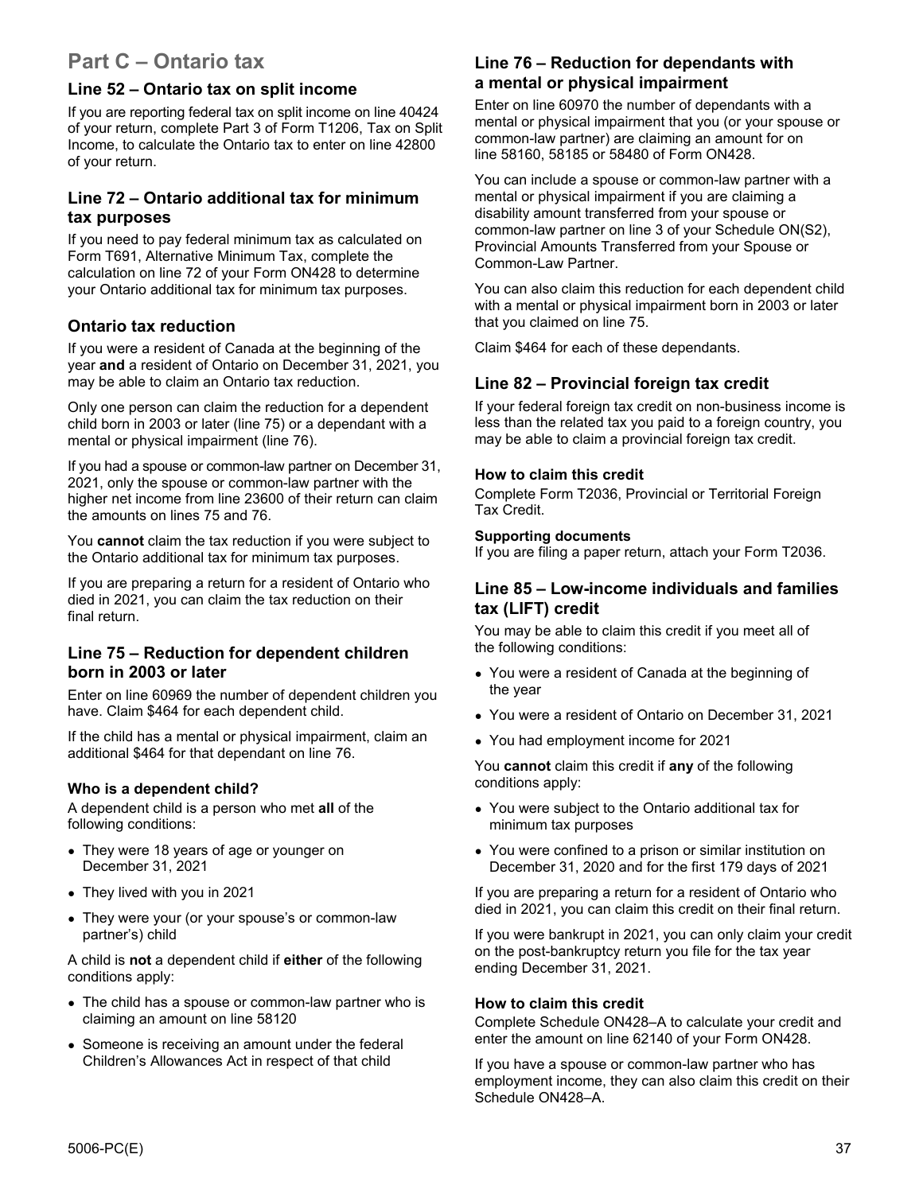## Part C – Ontario tax

### Line 52 – Ontario tax on split income

If you are reporting federal tax on split income on line 40424 of your return, complete Part 3 of Form T1206, Tax on Split Income, to calculate the Ontario tax to enter on line 42800 of your return.

### Line 72 – Ontario additional tax for minimum tax purposes

If you need to pay federal minimum tax as calculated on Form T691, Alternative Minimum Tax, complete the calculation on line 72 of your Form ON428 to determine your Ontario additional tax for minimum tax purposes.

### Ontario tax reduction

If you were a resident of Canada at the beginning of the year **and** a resident of Ontario on December 31, 2021, you may be able to claim an Ontario tax reduction.

Only one person can claim the reduction for a dependent child born in 2003 or later (line 75) or a dependant with a mental or physical impairment (line 76).

If you had a spouse or common-law partner on December 31, 2021, only the spouse or common-law partner with the higher net income from line 23600 of their return can claim the amounts on lines 75 and 76.

You **cannot** claim the tax reduction if you were subject to the Ontario additional tax for minimum tax purposes.

If you are preparing a return for a resident of Ontario who died in 2021, you can claim the tax reduction on their final return.

### Line 75 – Reduction for dependent children born in 2003 or later

Enter on line 60969 the number of dependent children you have. Claim $464 for each dependent child.

If the child has a mental or physical impairment, claim an additional $464 for that dependant on line 76.

#### Who is a dependent child?

A dependent child is a person who met **all** of the following conditions:

- They were 18 years of age or younger on December 31, 2021
- They lived with you in 2021
- They were your (or your spouse's or common-law partner's) child

A child is **not** a dependent child if **either** of the following conditions apply:

- The child has a spouse or common-law partner who is claiming an amount on line 58120
- Someone is receiving an amount under the federal Children's Allowances Act in respect of that child

### Line 76 – Reduction for dependants with a mental or physical impairment

Enter on line 60970 the number of dependants with a mental or physical impairment that you (or your spouse or common-law partner) are claiming an amount for on line 58160, 58185 or 58480 of Form ON428.

You can include a spouse or common-law partner with a mental or physical impairment if you are claiming a disability amount transferred from your spouse or common-law partner on line 3 of your Schedule ON(S2), Provincial Amounts Transferred from your Spouse or Common-Law Partner.

You can also claim this reduction for each dependent child with a mental or physical impairment born in 2003 or later that you claimed on line 75.

Claim $464 for each of these dependants.

### Line 82 – Provincial foreign tax credit

If your federal foreign tax credit on non-business income is less than the related tax you paid to a foreign country, you may be able to claim a provincial foreign tax credit.

#### How to claim this credit

Complete Form T2036, Provincial or Territorial Foreign Tax Credit.

#### Supporting documents

If you are filing a paper return, attach your Form T2036.

### Line 85 – Low-income individuals and families tax (LIFT) credit

You may be able to claim this credit if you meet all of the following conditions:

- You were a resident of Canada at the beginning of the year
- You were a resident of Ontario on December 31, 2021
- You had employment income for 2021

You **cannot** claim this credit if **any** of the following conditions apply:

- You were subject to the Ontario additional tax for minimum tax purposes
- You were confined to a prison or similar institution on December 31, 2020 and for the first 179 days of 2021

If you are preparing a return for a resident of Ontario who died in 2021, you can claim this credit on their final return.

If you were bankrupt in 2021, you can only claim your credit on the post-bankruptcy return you file for the tax year ending December 31, 2021.

#### How to claim this credit

Complete Schedule ON428–A to calculate your credit and enter the amount on line 62140 of your Form ON428.

If you have a spouse or common-law partner who has employment income, they can also claim this credit on their Schedule ON428–A.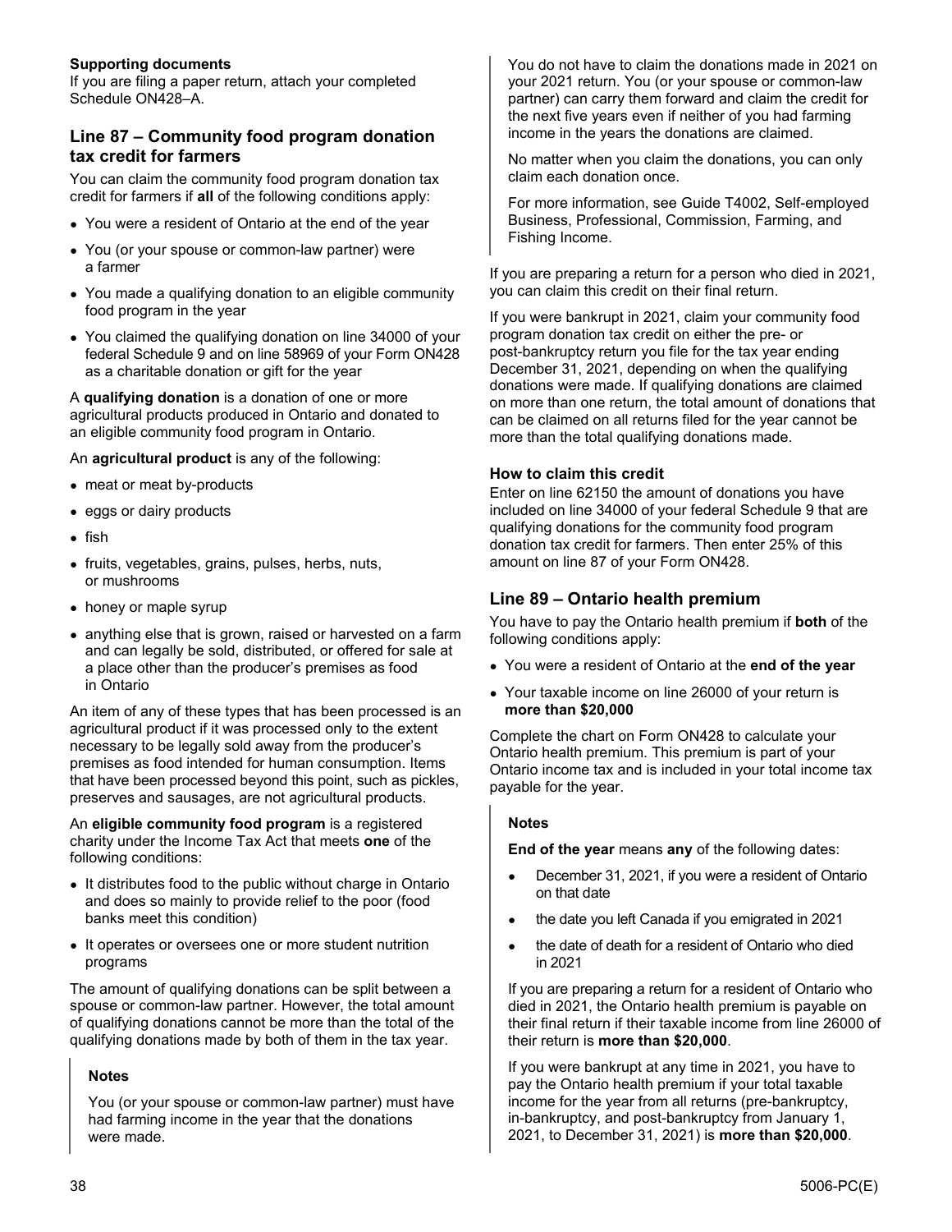#### Supporting documents

If you are filing a paper return, attach your completed Schedule ON428–A.

## Line 87 – Community food program donation tax credit for farmers

You can claim the community food program donation tax credit for farmers if **all** of the following conditions apply:

- You were a resident of Ontario at the end of the year
- You (or your spouse or common-law partner) were a farmer
- You made a qualifying donation to an eligible community food program in the year
- You claimed the qualifying donation on line 34000 of your federal Schedule 9 and on line 58969 of your Form ON428 as a charitable donation or gift for the year

A **qualifying donation** is a donation of one or more agricultural products produced in Ontario and donated to an eligible community food program in Ontario.

An **agricultural product** is any of the following:

- meat or meat by-products
- eggs or dairy products
- fish
- fruits, vegetables, grains, pulses, herbs, nuts, or mushrooms
- honey or maple syrup
- anything else that is grown, raised or harvested on a farm and can legally be sold, distributed, or offered for sale at a place other than the producer's premises as food in Ontario

An item of any of these types that has been processed is an agricultural product if it was processed only to the extent necessary to be legally sold away from the producer's premises as food intended for human consumption. Items that have been processed beyond this point, such as pickles, preserves and sausages, are not agricultural products.

An **eligible community food program** is a registered charity under the Income Tax Act that meets **one** of the following conditions:

- It distributes food to the public without charge in Ontario and does so mainly to provide relief to the poor (food banks meet this condition)
- It operates or oversees one or more student nutrition programs

The amount of qualifying donations can be split between a spouse or common-law partner. However, the total amount of qualifying donations cannot be more than the total of the qualifying donations made by both of them in the tax year.

> **Notes**
>
> You (or your spouse or common-law partner) must have had farming income in the year that the donations were made.
>
> You do not have to claim the donations made in 2021 on your 2021 return. You (or your spouse or common-law partner) can carry them forward and claim the credit for the next five years even if neither of you had farming income in the years the donations are claimed.
>
> No matter when you claim the donations, you can only claim each donation once.
>
> For more information, see Guide T4002, Self-employed Business, Professional, Commission, Farming, and Fishing Income.

If you are preparing a return for a person who died in 2021, you can claim this credit on their final return.

If you were bankrupt in 2021, claim your community food program donation tax credit on either the pre- or post-bankruptcy return you file for the tax year ending December 31, 2021, depending on when the qualifying donations were made. If qualifying donations are claimed on more than one return, the total amount of donations that can be claimed on all returns filed for the year cannot be more than the total qualifying donations made.

#### How to claim this credit

Enter on line 62150 the amount of donations you have included on line 34000 of your federal Schedule 9 that are qualifying donations for the community food program donation tax credit for farmers. Then enter 25% of this amount on line 87 of your Form ON428.

## Line 89 – Ontario health premium

You have to pay the Ontario health premium if **both** of the following conditions apply:

- You were a resident of Ontario at the **end of the year**
- Your taxable income on line 26000 of your return is **more than $20,000**

Complete the chart on Form ON428 to calculate your Ontario health premium. This premium is part of your Ontario income tax and is included in your total income tax payable for the year.

> **Notes**
>
> **End of the year** means **any** of the following dates:
>
> - December 31, 2021, if you were a resident of Ontario on that date
> - the date you left Canada if you emigrated in 2021
> - the date of death for a resident of Ontario who died in 2021
>
> If you are preparing a return for a resident of Ontario who died in 2021, the Ontario health premium is payable on their final return if their taxable income from line 26000 of their return is **more than $20,000**.
>
> If you were bankrupt at any time in 2021, you have to pay the Ontario health premium if your total taxable income for the year from all returns (pre-bankruptcy, in-bankruptcy, and post-bankruptcy from January 1, 2021, to December 31, 2021) is **more than $20,000**.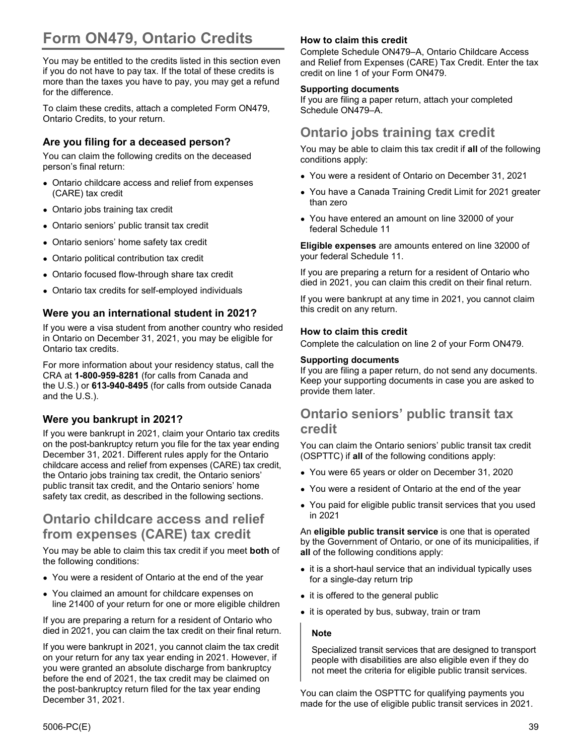# Form ON479, Ontario Credits

You may be entitled to the credits listed in this section even if you do not have to pay tax. If the total of these credits is more than the taxes you have to pay, you may get a refund for the difference.

To claim these credits, attach a completed Form ON479, Ontario Credits, to your return.

### Are you filing for a deceased person?

You can claim the following credits on the deceased person's final return:

- Ontario childcare access and relief from expenses (CARE) tax credit
- Ontario jobs training tax credit
- Ontario seniors' public transit tax credit
- Ontario seniors' home safety tax credit
- Ontario political contribution tax credit
- Ontario focused flow-through share tax credit
- Ontario tax credits for self-employed individuals

### Were you an international student in 2021?

If you were a visa student from another country who resided in Ontario on December 31, 2021, you may be eligible for Ontario tax credits.

For more information about your residency status, call the CRA at **1-800-959-8281** (for calls from Canada and the U.S.) or **613-940-8495** (for calls from outside Canada and the U.S.).

### Were you bankrupt in 2021?

If you were bankrupt in 2021, claim your Ontario tax credits on the post-bankruptcy return you file for the tax year ending December 31, 2021. Different rules apply for the Ontario childcare access and relief from expenses (CARE) tax credit, the Ontario jobs training tax credit, the Ontario seniors' public transit tax credit, and the Ontario seniors' home safety tax credit, as described in the following sections.

## Ontario childcare access and relief from expenses (CARE) tax credit

You may be able to claim this tax credit if you meet **both** of the following conditions:

- You were a resident of Ontario at the end of the year
- You claimed an amount for childcare expenses on line 21400 of your return for one or more eligible children

If you are preparing a return for a resident of Ontario who died in 2021, you can claim the tax credit on their final return.

If you were bankrupt in 2021, you cannot claim the tax credit on your return for any tax year ending in 2021. However, if you were granted an absolute discharge from bankruptcy before the end of 2021, the tax credit may be claimed on the post-bankruptcy return filed for the tax year ending December 31, 2021.

#### How to claim this credit

Complete Schedule ON479–A, Ontario Childcare Access and Relief from Expenses (CARE) Tax Credit. Enter the tax credit on line 1 of your Form ON479.

#### Supporting documents

If you are filing a paper return, attach your completed Schedule ON479–A.

## Ontario jobs training tax credit

You may be able to claim this tax credit if **all** of the following conditions apply:

- You were a resident of Ontario on December 31, 2021
- You have a Canada Training Credit Limit for 2021 greater than zero
- You have entered an amount on line 32000 of your federal Schedule 11

**Eligible expenses** are amounts entered on line 32000 of your federal Schedule 11.

If you are preparing a return for a resident of Ontario who died in 2021, you can claim this credit on their final return.

If you were bankrupt at any time in 2021, you cannot claim this credit on any return.

#### How to claim this credit

Complete the calculation on line 2 of your Form ON479.

#### Supporting documents

If you are filing a paper return, do not send any documents. Keep your supporting documents in case you are asked to provide them later.

## Ontario seniors' public transit tax credit

You can claim the Ontario seniors' public transit tax credit (OSPTTC) if **all** of the following conditions apply:

- You were 65 years or older on December 31, 2020
- You were a resident of Ontario at the end of the year
- You paid for eligible public transit services that you used in 2021

An **eligible public transit service** is one that is operated by the Government of Ontario, or one of its municipalities, if **all** of the following conditions apply:

- it is a short-haul service that an individual typically uses for a single-day return trip
- it is offered to the general public
- it is operated by bus, subway, train or tram

> **Note**
>
> Specialized transit services that are designed to transport people with disabilities are also eligible even if they do not meet the criteria for eligible public transit services.

You can claim the OSPTTC for qualifying payments you made for the use of eligible public transit services in 2021.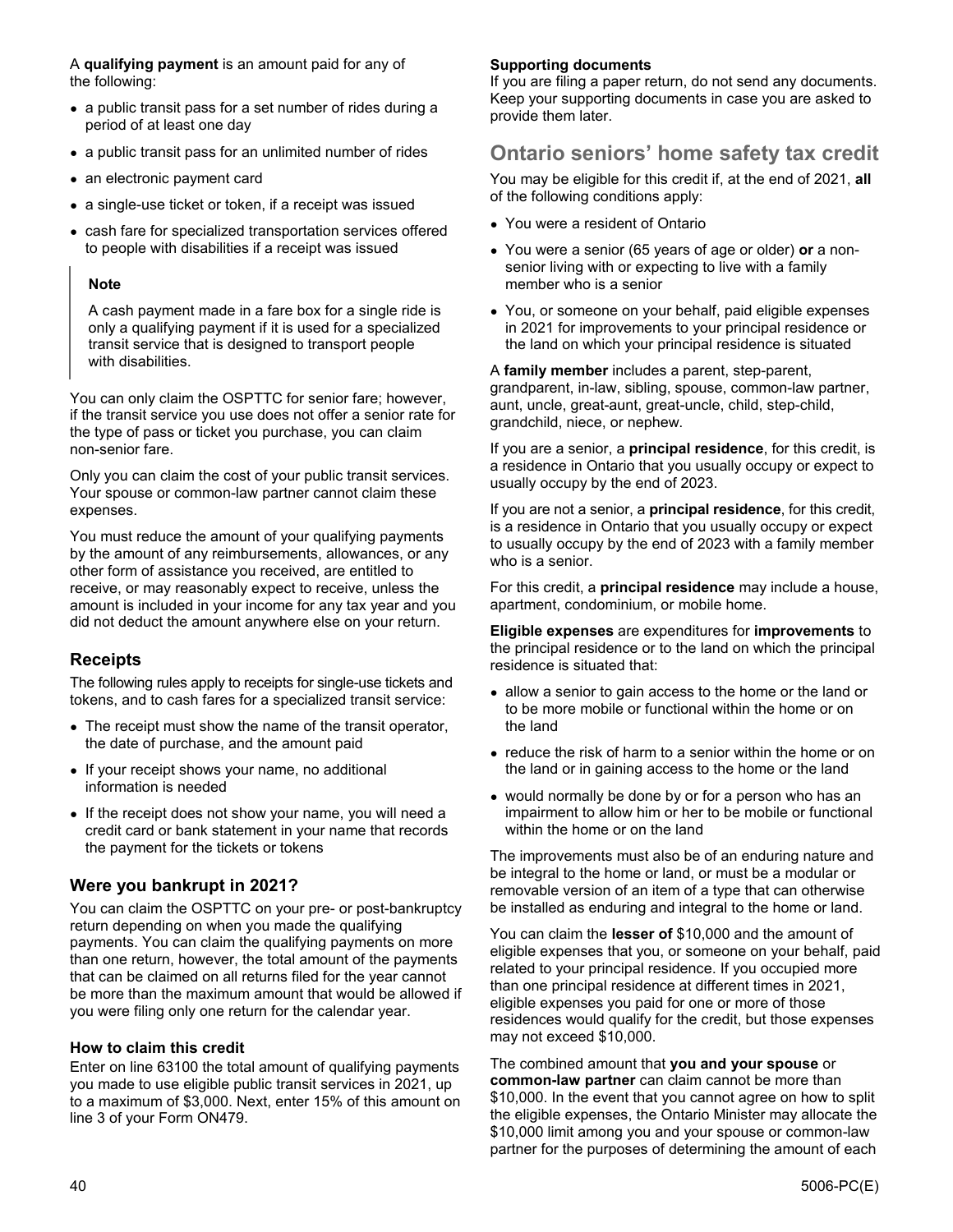A **qualifying payment** is an amount paid for any of the following:

- a public transit pass for a set number of rides during a period of at least one day
- a public transit pass for an unlimited number of rides
- an electronic payment card
- a single-use ticket or token, if a receipt was issued
- cash fare for specialized transportation services offered to people with disabilities if a receipt was issued

> **Note**
>
> A cash payment made in a fare box for a single ride is only a qualifying payment if it is used for a specialized transit service that is designed to transport people with disabilities.

You can only claim the OSPTTC for senior fare; however, if the transit service you use does not offer a senior rate for the type of pass or ticket you purchase, you can claim non-senior fare.

Only you can claim the cost of your public transit services. Your spouse or common-law partner cannot claim these expenses.

You must reduce the amount of your qualifying payments by the amount of any reimbursements, allowances, or any other form of assistance you received, are entitled to receive, or may reasonably expect to receive, unless the amount is included in your income for any tax year and you did not deduct the amount anywhere else on your return.

### Receipts

The following rules apply to receipts for single-use tickets and tokens, and to cash fares for a specialized transit service:

- The receipt must show the name of the transit operator, the date of purchase, and the amount paid
- If your receipt shows your name, no additional information is needed
- If the receipt does not show your name, you will need a credit card or bank statement in your name that records the payment for the tickets or tokens

### Were you bankrupt in 2021?

You can claim the OSPTTC on your pre- or post-bankruptcy return depending on when you made the qualifying payments. You can claim the qualifying payments on more than one return, however, the total amount of the payments that can be claimed on all returns filed for the year cannot be more than the maximum amount that would be allowed if you were filing only one return for the calendar year.

#### How to claim this credit

Enter on line 63100 the total amount of qualifying payments you made to use eligible public transit services in 2021, up to a maximum of $3,000. Next, enter 15% of this amount on line 3 of your Form ON479.

#### Supporting documents

If you are filing a paper return, do not send any documents. Keep your supporting documents in case you are asked to provide them later.

## Ontario seniors' home safety tax credit

You may be eligible for this credit if, at the end of 2021, **all** of the following conditions apply:

- You were a resident of Ontario
- You were a senior (65 years of age or older) **or** a non-senior living with or expecting to live with a family member who is a senior
- You, or someone on your behalf, paid eligible expenses in 2021 for improvements to your principal residence or the land on which your principal residence is situated

A **family member** includes a parent, step-parent, grandparent, in-law, sibling, spouse, common-law partner, aunt, uncle, great-aunt, great-uncle, child, step-child, grandchild, niece, or nephew.

If you are a senior, a **principal residence**, for this credit, is a residence in Ontario that you usually occupy or expect to usually occupy by the end of 2023.

If you are not a senior, a **principal residence**, for this credit, is a residence in Ontario that you usually occupy or expect to usually occupy by the end of 2023 with a family member who is a senior.

For this credit, a **principal residence** may include a house, apartment, condominium, or mobile home.

**Eligible expenses** are expenditures for **improvements** to the principal residence or to the land on which the principal residence is situated that:

- allow a senior to gain access to the home or the land or to be more mobile or functional within the home or on the land
- reduce the risk of harm to a senior within the home or on the land or in gaining access to the home or the land
- would normally be done by or for a person who has an impairment to allow him or her to be mobile or functional within the home or on the land

The improvements must also be of an enduring nature and be integral to the home or land, or must be a modular or removable version of an item of a type that can otherwise be installed as enduring and integral to the home or land.

You can claim the **lesser of** $10,000 and the amount of eligible expenses that you, or someone on your behalf, paid related to your principal residence. If you occupied more than one principal residence at different times in 2021, eligible expenses you paid for one or more of those residences would qualify for the credit, but those expenses may not exceed $10,000.

The combined amount that **you and your spouse** or **common-law partner** can claim cannot be more than $10,000. In the event that you cannot agree on how to split the eligible expenses, the Ontario Minister may allocate the $10,000 limit among you and your spouse or common-law partner for the purposes of determining the amount of each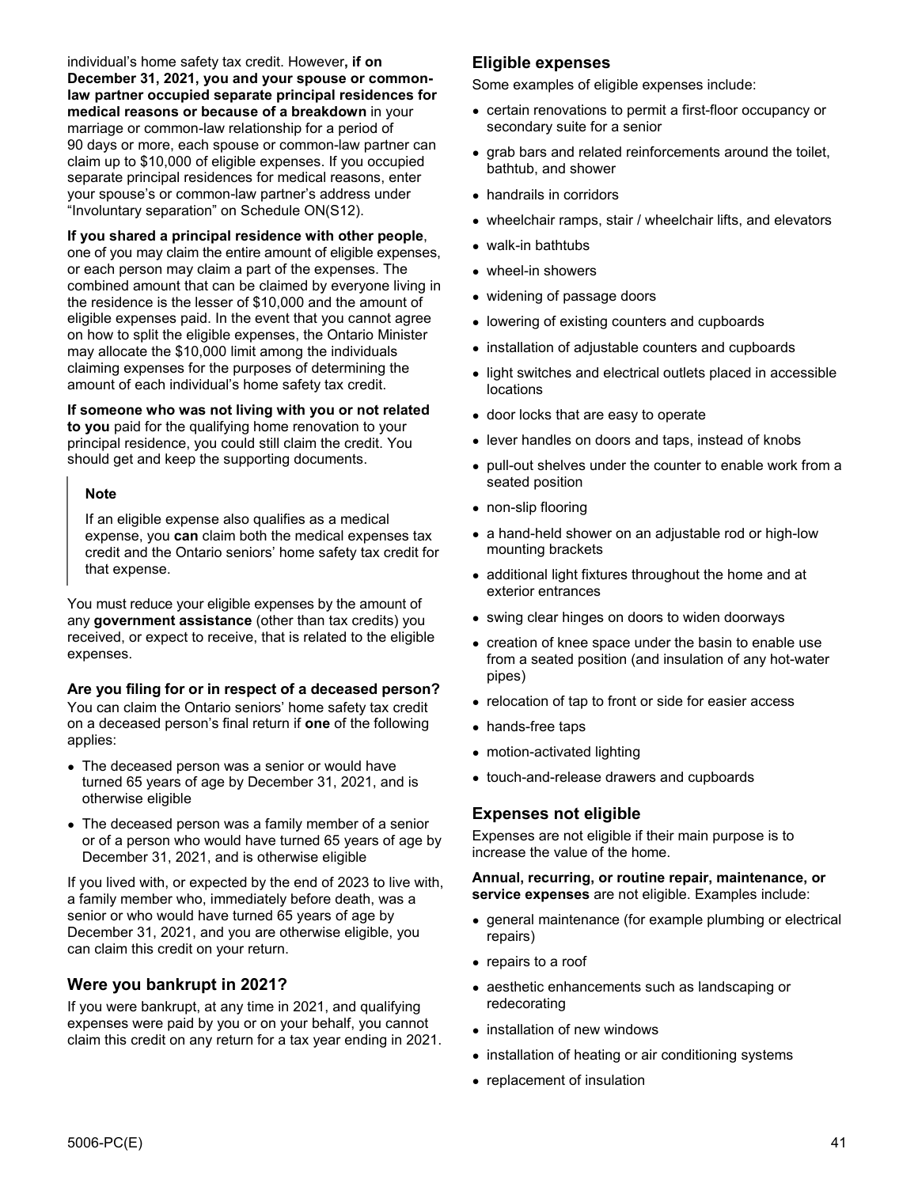individual's home safety tax credit. However**, if on December 31, 2021, you and your spouse or common-law partner occupied separate principal residences for medical reasons or because of a breakdown** in your marriage or common-law relationship for a period of 90 days or more, each spouse or common-law partner can claim up to $10,000 of eligible expenses. If you occupied separate principal residences for medical reasons, enter your spouse's or common-law partner's address under "Involuntary separation" on Schedule ON(S12).

**If you shared a principal residence with other people**, one of you may claim the entire amount of eligible expenses, or each person may claim a part of the expenses. The combined amount that can be claimed by everyone living in the residence is the lesser of $10,000 and the amount of eligible expenses paid. In the event that you cannot agree on how to split the eligible expenses, the Ontario Minister may allocate the $10,000 limit among the individuals claiming expenses for the purposes of determining the amount of each individual's home safety tax credit.

**If someone who was not living with you or not related to you** paid for the qualifying home renovation to your principal residence, you could still claim the credit. You should get and keep the supporting documents.

> **Note**
>
> If an eligible expense also qualifies as a medical expense, you **can** claim both the medical expenses tax credit and the Ontario seniors' home safety tax credit for that expense.

You must reduce your eligible expenses by the amount of any **government assistance** (other than tax credits) you received, or expect to receive, that is related to the eligible expenses.

**Are you filing for or in respect of a deceased person?**
You can claim the Ontario seniors' home safety tax credit on a deceased person's final return if **one** of the following applies:

- The deceased person was a senior or would have turned 65 years of age by December 31, 2021, and is otherwise eligible
- The deceased person was a family member of a senior or of a person who would have turned 65 years of age by December 31, 2021, and is otherwise eligible

If you lived with, or expected by the end of 2023 to live with, a family member who, immediately before death, was a senior or who would have turned 65 years of age by December 31, 2021, and you are otherwise eligible, you can claim this credit on your return.

## Were you bankrupt in 2021?

If you were bankrupt, at any time in 2021, and qualifying expenses were paid by you or on your behalf, you cannot claim this credit on any return for a tax year ending in 2021.

## Eligible expenses

Some examples of eligible expenses include:

- certain renovations to permit a first-floor occupancy or secondary suite for a senior
- grab bars and related reinforcements around the toilet, bathtub, and shower
- handrails in corridors
- wheelchair ramps, stair / wheelchair lifts, and elevators
- walk-in bathtubs
- wheel-in showers
- widening of passage doors
- lowering of existing counters and cupboards
- installation of adjustable counters and cupboards
- light switches and electrical outlets placed in accessible locations
- door locks that are easy to operate
- lever handles on doors and taps, instead of knobs
- pull-out shelves under the counter to enable work from a seated position
- non-slip flooring
- a hand-held shower on an adjustable rod or high-low mounting brackets
- additional light fixtures throughout the home and at exterior entrances
- swing clear hinges on doors to widen doorways
- creation of knee space under the basin to enable use from a seated position (and insulation of any hot-water pipes)
- relocation of tap to front or side for easier access
- hands-free taps
- motion-activated lighting
- touch-and-release drawers and cupboards

## Expenses not eligible

Expenses are not eligible if their main purpose is to increase the value of the home.

**Annual, recurring, or routine repair, maintenance, or service expenses** are not eligible. Examples include:

- general maintenance (for example plumbing or electrical repairs)
- repairs to a roof
- aesthetic enhancements such as landscaping or redecorating
- installation of new windows
- installation of heating or air conditioning systems
- replacement of insulation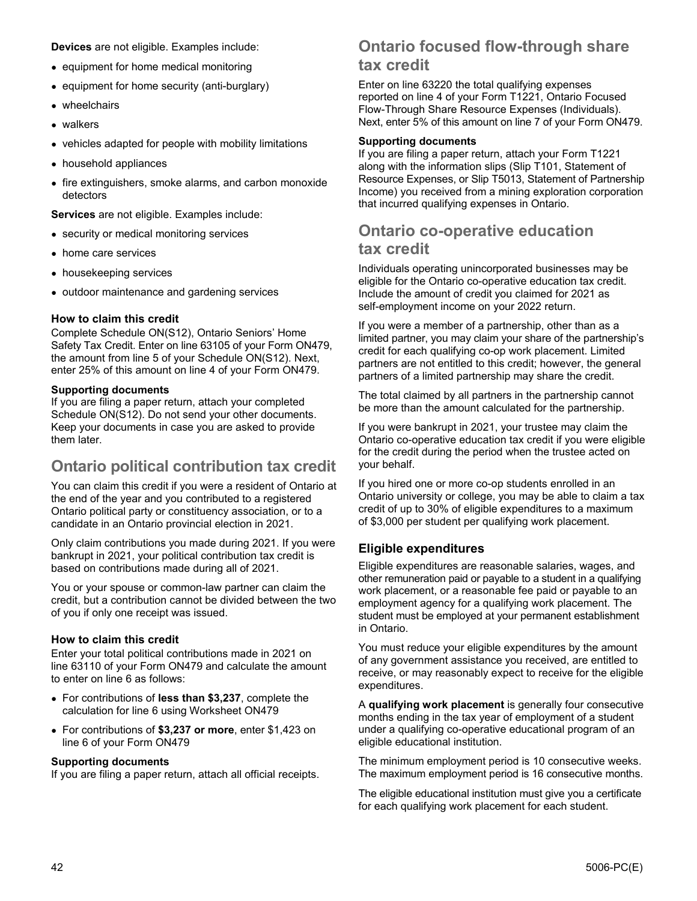**Devices** are not eligible. Examples include:

- equipment for home medical monitoring
- equipment for home security (anti-burglary)
- wheelchairs
- walkers
- vehicles adapted for people with mobility limitations
- household appliances
- fire extinguishers, smoke alarms, and carbon monoxide detectors

**Services** are not eligible. Examples include:

- security or medical monitoring services
- home care services
- housekeeping services
- outdoor maintenance and gardening services

### How to claim this credit

Complete Schedule ON(S12), Ontario Seniors' Home Safety Tax Credit. Enter on line 63105 of your Form ON479, the amount from line 5 of your Schedule ON(S12). Next, enter 25% of this amount on line 4 of your Form ON479.

#### Supporting documents

If you are filing a paper return, attach your completed Schedule ON(S12). Do not send your other documents. Keep your documents in case you are asked to provide them later.

## Ontario political contribution tax credit

You can claim this credit if you were a resident of Ontario at the end of the year and you contributed to a registered Ontario political party or constituency association, or to a candidate in an Ontario provincial election in 2021.

Only claim contributions you made during 2021. If you were bankrupt in 2021, your political contribution tax credit is based on contributions made during all of 2021.

You or your spouse or common-law partner can claim the credit, but a contribution cannot be divided between the two of you if only one receipt was issued.

### How to claim this credit

Enter your total political contributions made in 2021 on line 63110 of your Form ON479 and calculate the amount to enter on line 6 as follows:

- For contributions of **less than $3,237**, complete the calculation for line 6 using Worksheet ON479
- For contributions of **$3,237 or more**, enter $1,423 on line 6 of your Form ON479

#### Supporting documents

If you are filing a paper return, attach all official receipts.

## Ontario focused flow-through share tax credit

Enter on line 63220 the total qualifying expenses reported on line 4 of your Form T1221, Ontario Focused Flow-Through Share Resource Expenses (Individuals). Next, enter 5% of this amount on line 7 of your Form ON479.

#### Supporting documents

If you are filing a paper return, attach your Form T1221 along with the information slips (Slip T101, Statement of Resource Expenses, or Slip T5013, Statement of Partnership Income) you received from a mining exploration corporation that incurred qualifying expenses in Ontario.

## Ontario co-operative education tax credit

Individuals operating unincorporated businesses may be eligible for the Ontario co-operative education tax credit. Include the amount of credit you claimed for 2021 as self-employment income on your 2022 return.

If you were a member of a partnership, other than as a limited partner, you may claim your share of the partnership's credit for each qualifying co-op work placement. Limited partners are not entitled to this credit; however, the general partners of a limited partnership may share the credit.

The total claimed by all partners in the partnership cannot be more than the amount calculated for the partnership.

If you were bankrupt in 2021, your trustee may claim the Ontario co-operative education tax credit if you were eligible for the credit during the period when the trustee acted on your behalf.

If you hired one or more co-op students enrolled in an Ontario university or college, you may be able to claim a tax credit of up to 30% of eligible expenditures to a maximum of $3,000 per student per qualifying work placement.

### Eligible expenditures

Eligible expenditures are reasonable salaries, wages, and other remuneration paid or payable to a student in a qualifying work placement, or a reasonable fee paid or payable to an employment agency for a qualifying work placement. The student must be employed at your permanent establishment in Ontario.

You must reduce your eligible expenditures by the amount of any government assistance you received, are entitled to receive, or may reasonably expect to receive for the eligible expenditures.

A **qualifying work placement** is generally four consecutive months ending in the tax year of employment of a student under a qualifying co-operative educational program of an eligible educational institution.

The minimum employment period is 10 consecutive weeks. The maximum employment period is 16 consecutive months.

The eligible educational institution must give you a certificate for each qualifying work placement for each student.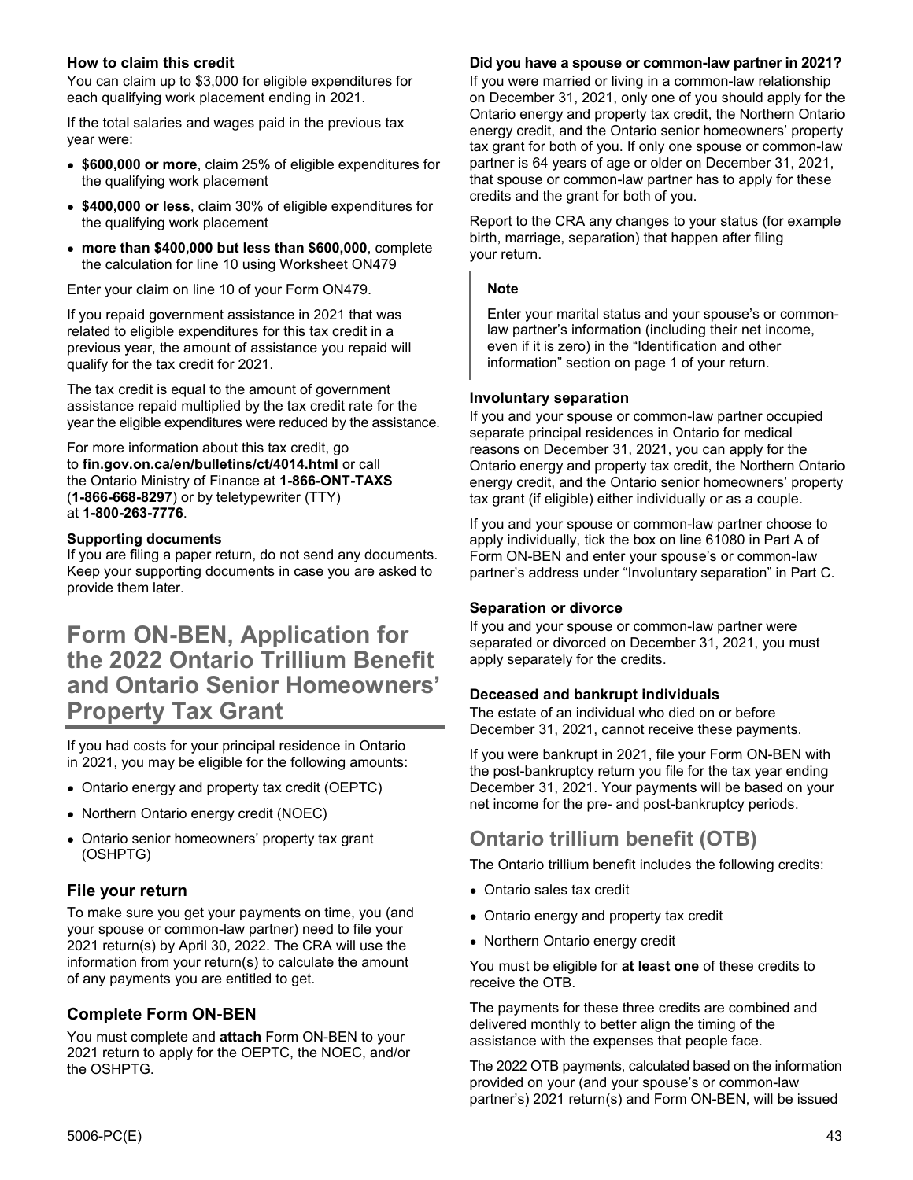#### How to claim this credit

You can claim up to $3,000 for eligible expenditures for each qualifying work placement ending in 2021.

If the total salaries and wages paid in the previous tax year were:

- **$600,000 or more**, claim 25% of eligible expenditures for the qualifying work placement
- **$400,000 or less**, claim 30% of eligible expenditures for the qualifying work placement
- **more than $400,000 but less than $600,000**, complete the calculation for line 10 using Worksheet ON479

Enter your claim on line 10 of your Form ON479.

If you repaid government assistance in 2021 that was related to eligible expenditures for this tax credit in a previous year, the amount of assistance you repaid will qualify for the tax credit for 2021.

The tax credit is equal to the amount of government assistance repaid multiplied by the tax credit rate for the year the eligible expenditures were reduced by the assistance.

For more information about this tax credit, go to **fin.gov.on.ca/en/bulletins/ct/4014.html** or call the Ontario Ministry of Finance at **1-866-ONT-TAXS** (**1-866-668-8297**) or by teletypewriter (TTY) at **1-800-263-7776**.

#### Supporting documents

If you are filing a paper return, do not send any documents. Keep your supporting documents in case you are asked to provide them later.

# Form ON-BEN, Application for the 2022 Ontario Trillium Benefit and Ontario Senior Homeowners' Property Tax Grant

If you had costs for your principal residence in Ontario in 2021, you may be eligible for the following amounts:

- Ontario energy and property tax credit (OEPTC)
- Northern Ontario energy credit (NOEC)
- Ontario senior homeowners' property tax grant (OSHPTG)

## File your return

To make sure you get your payments on time, you (and your spouse or common-law partner) need to file your 2021 return(s) by April 30, 2022. The CRA will use the information from your return(s) to calculate the amount of any payments you are entitled to get.

## Complete Form ON-BEN

You must complete and **attach** Form ON-BEN to your 2021 return to apply for the OEPTC, the NOEC, and/or the OSHPTG.

#### Did you have a spouse or common-law partner in 2021?

If you were married or living in a common-law relationship on December 31, 2021, only one of you should apply for the Ontario energy and property tax credit, the Northern Ontario energy credit, and the Ontario senior homeowners' property tax grant for both of you. If only one spouse or common-law partner is 64 years of age or older on December 31, 2021, that spouse or common-law partner has to apply for these credits and the grant for both of you.

Report to the CRA any changes to your status (for example birth, marriage, separation) that happen after filing your return.

> **Note**
>
> Enter your marital status and your spouse's or common-law partner's information (including their net income, even if it is zero) in the "Identification and other information" section on page 1 of your return.

#### Involuntary separation

If you and your spouse or common-law partner occupied separate principal residences in Ontario for medical reasons on December 31, 2021, you can apply for the Ontario energy and property tax credit, the Northern Ontario energy credit, and the Ontario senior homeowners' property tax grant (if eligible) either individually or as a couple.

If you and your spouse or common-law partner choose to apply individually, tick the box on line 61080 in Part A of Form ON-BEN and enter your spouse's or common-law partner's address under "Involuntary separation" in Part C.

#### Separation or divorce

If you and your spouse or common-law partner were separated or divorced on December 31, 2021, you must apply separately for the credits.

#### Deceased and bankrupt individuals

The estate of an individual who died on or before December 31, 2021, cannot receive these payments.

If you were bankrupt in 2021, file your Form ON-BEN with the post-bankruptcy return you file for the tax year ending December 31, 2021. Your payments will be based on your net income for the pre- and post-bankruptcy periods.

## Ontario trillium benefit (OTB)

The Ontario trillium benefit includes the following credits:

- Ontario sales tax credit
- Ontario energy and property tax credit
- Northern Ontario energy credit

You must be eligible for **at least one** of these credits to receive the OTB.

The payments for these three credits are combined and delivered monthly to better align the timing of the assistance with the expenses that people face.

The 2022 OTB payments, calculated based on the information provided on your (and your spouse's or common-law partner's) 2021 return(s) and Form ON-BEN, will be issued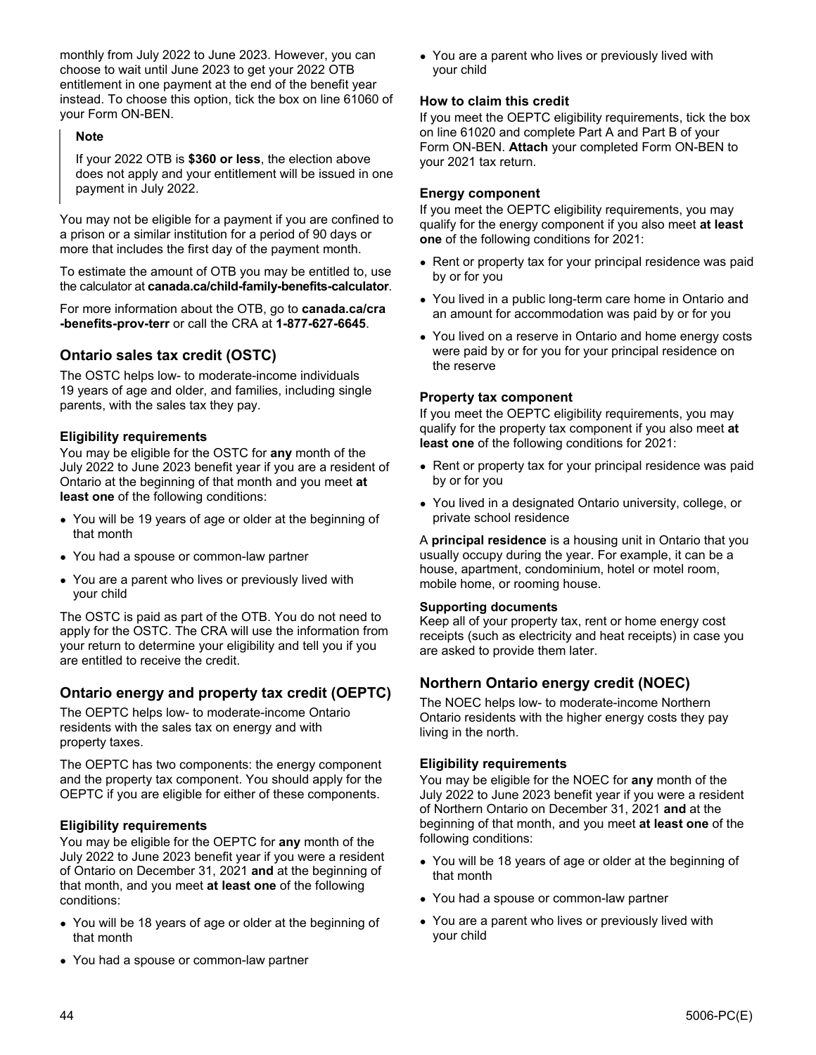monthly from July 2022 to June 2023. However, you can choose to wait until June 2023 to get your 2022 OTB entitlement in one payment at the end of the benefit year instead. To choose this option, tick the box on line 61060 of your Form ON-BEN.

> **Note**
>
> If your 2022 OTB is **$360 or less**, the election above does not apply and your entitlement will be issued in one payment in July 2022.

You may not be eligible for a payment if you are confined to a prison or a similar institution for a period of 90 days or more that includes the first day of the payment month.

To estimate the amount of OTB you may be entitled to, use the calculator at **canada.ca/child-family-benefits-calculator**.

For more information about the OTB, go to **canada.ca/cra-benefits-prov-terr** or call the CRA at **1-877-627-6645**.

## Ontario sales tax credit (OSTC)

The OSTC helps low- to moderate-income individuals 19 years of age and older, and families, including single parents, with the sales tax they pay.

### Eligibility requirements

You may be eligible for the OSTC for **any** month of the July 2022 to June 2023 benefit year if you are a resident of Ontario at the beginning of that month and you meet **at least one** of the following conditions:

- You will be 19 years of age or older at the beginning of that month
- You had a spouse or common-law partner
- You are a parent who lives or previously lived with your child

The OSTC is paid as part of the OTB. You do not need to apply for the OSTC. The CRA will use the information from your return to determine your eligibility and tell you if you are entitled to receive the credit.

## Ontario energy and property tax credit (OEPTC)

The OEPTC helps low- to moderate-income Ontario residents with the sales tax on energy and with property taxes.

The OEPTC has two components: the energy component and the property tax component. You should apply for the OEPTC if you are eligible for either of these components.

### Eligibility requirements

You may be eligible for the OEPTC for **any** month of the July 2022 to June 2023 benefit year if you were a resident of Ontario on December 31, 2021 **and** at the beginning of that month, and you meet **at least one** of the following conditions:

- You will be 18 years of age or older at the beginning of that month
- You had a spouse or common-law partner
- You are a parent who lives or previously lived with your child

### How to claim this credit

If you meet the OEPTC eligibility requirements, tick the box on line 61020 and complete Part A and Part B of your Form ON-BEN. **Attach** your completed Form ON-BEN to your 2021 tax return.

### Energy component

If you meet the OEPTC eligibility requirements, you may qualify for the energy component if you also meet **at least one** of the following conditions for 2021:

- Rent or property tax for your principal residence was paid by or for you
- You lived in a public long-term care home in Ontario and an amount for accommodation was paid by or for you
- You lived on a reserve in Ontario and home energy costs were paid by or for you for your principal residence on the reserve

### Property tax component

If you meet the OEPTC eligibility requirements, you may qualify for the property tax component if you also meet **at least one** of the following conditions for 2021:

- Rent or property tax for your principal residence was paid by or for you
- You lived in a designated Ontario university, college, or private school residence

A **principal residence** is a housing unit in Ontario that you usually occupy during the year. For example, it can be a house, apartment, condominium, hotel or motel room, mobile home, or rooming house.

#### Supporting documents

Keep all of your property tax, rent or home energy cost receipts (such as electricity and heat receipts) in case you are asked to provide them later.

## Northern Ontario energy credit (NOEC)

The NOEC helps low- to moderate-income Northern Ontario residents with the higher energy costs they pay living in the north.

### Eligibility requirements

You may be eligible for the NOEC for **any** month of the July 2022 to June 2023 benefit year if you were a resident of Northern Ontario on December 31, 2021 **and** at the beginning of that month, and you meet **at least one** of the following conditions:

- You will be 18 years of age or older at the beginning of that month
- You had a spouse or common-law partner
- You are a parent who lives or previously lived with your child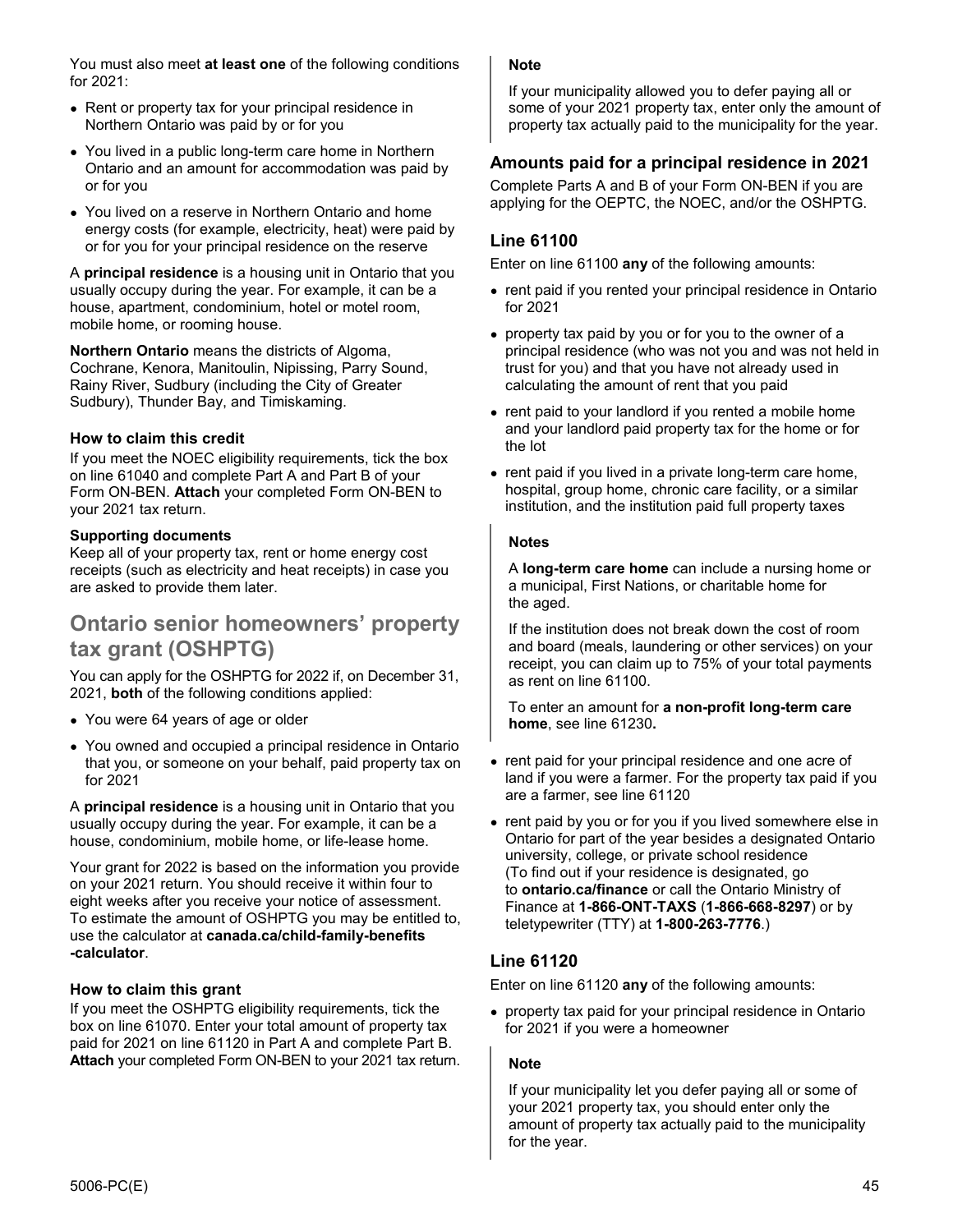You must also meet **at least one** of the following conditions for 2021:

- Rent or property tax for your principal residence in Northern Ontario was paid by or for you
- You lived in a public long-term care home in Northern Ontario and an amount for accommodation was paid by or for you
- You lived on a reserve in Northern Ontario and home energy costs (for example, electricity, heat) were paid by or for you for your principal residence on the reserve

A **principal residence** is a housing unit in Ontario that you usually occupy during the year. For example, it can be a house, apartment, condominium, hotel or motel room, mobile home, or rooming house.

**Northern Ontario** means the districts of Algoma, Cochrane, Kenora, Manitoulin, Nipissing, Parry Sound, Rainy River, Sudbury (including the City of Greater Sudbury), Thunder Bay, and Timiskaming.

#### How to claim this credit

If you meet the NOEC eligibility requirements, tick the box on line 61040 and complete Part A and Part B of your Form ON-BEN. **Attach** your completed Form ON-BEN to your 2021 tax return.

#### Supporting documents

Keep all of your property tax, rent or home energy cost receipts (such as electricity and heat receipts) in case you are asked to provide them later.

## Ontario senior homeowners' property tax grant (OSHPTG)

You can apply for the OSHPTG for 2022 if, on December 31, 2021, **both** of the following conditions applied:

- You were 64 years of age or older
- You owned and occupied a principal residence in Ontario that you, or someone on your behalf, paid property tax on for 2021

A **principal residence** is a housing unit in Ontario that you usually occupy during the year. For example, it can be a house, condominium, mobile home, or life-lease home.

Your grant for 2022 is based on the information you provide on your 2021 return. You should receive it within four to eight weeks after you receive your notice of assessment. To estimate the amount of OSHPTG you may be entitled to, use the calculator at **canada.ca/child-family-benefits-calculator**.

#### How to claim this grant

If you meet the OSHPTG eligibility requirements, tick the box on line 61070. Enter your total amount of property tax paid for 2021 on line 61120 in Part A and complete Part B. **Attach** your completed Form ON-BEN to your 2021 tax return.

> **Note**
>
> If your municipality allowed you to defer paying all or some of your 2021 property tax, enter only the amount of property tax actually paid to the municipality for the year.

### Amounts paid for a principal residence in 2021

Complete Parts A and B of your Form ON-BEN if you are applying for the OEPTC, the NOEC, and/or the OSHPTG.

### Line 61100

Enter on line 61100 **any** of the following amounts:

- rent paid if you rented your principal residence in Ontario for 2021
- property tax paid by you or for you to the owner of a principal residence (who was not you and was not held in trust for you) and that you have not already used in calculating the amount of rent that you paid
- rent paid to your landlord if you rented a mobile home and your landlord paid property tax for the home or for the lot
- rent paid if you lived in a private long-term care home, hospital, group home, chronic care facility, or a similar institution, and the institution paid full property taxes

> **Notes**
>
> A **long-term care home** can include a nursing home or a municipal, First Nations, or charitable home for the aged.
>
> If the institution does not break down the cost of room and board (meals, laundering or other services) on your receipt, you can claim up to 75% of your total payments as rent on line 61100.
>
> To enter an amount for **a non-profit long-term care home**, see line 61230**.**

- rent paid for your principal residence and one acre of land if you were a farmer. For the property tax paid if you are a farmer, see line 61120
- rent paid by you or for you if you lived somewhere else in Ontario for part of the year besides a designated Ontario university, college, or private school residence (To find out if your residence is designated, go to **ontario.ca/finance** or call the Ontario Ministry of Finance at **1-866-ONT-TAXS** (**1-866-668-8297**) or by teletypewriter (TTY) at **1-800-263-7776**.)

### Line 61120

Enter on line 61120 **any** of the following amounts:

- property tax paid for your principal residence in Ontario for 2021 if you were a homeowner

> **Note**
>
> If your municipality let you defer paying all or some of your 2021 property tax, you should enter only the amount of property tax actually paid to the municipality for the year.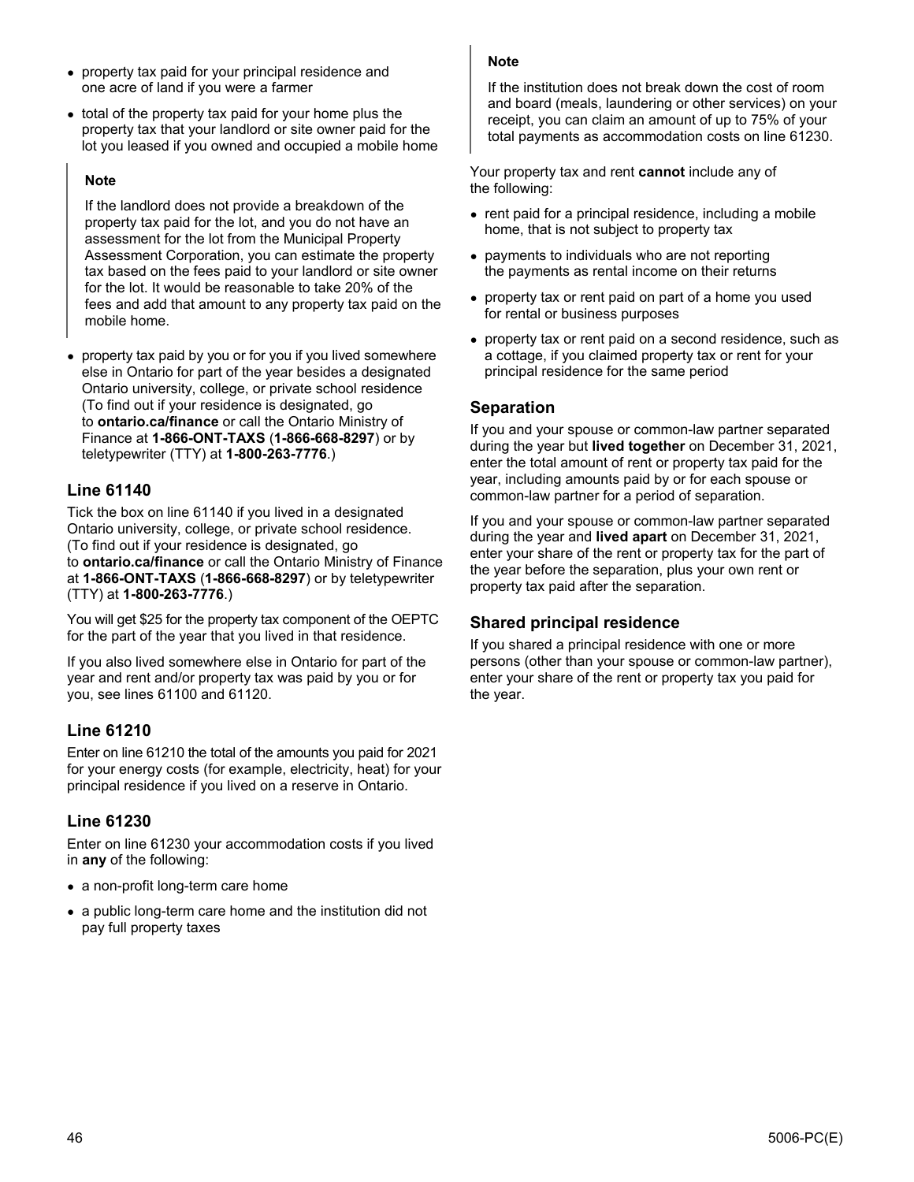- property tax paid for your principal residence and one acre of land if you were a farmer
- total of the property tax paid for your home plus the property tax that your landlord or site owner paid for the lot you leased if you owned and occupied a mobile home

> **Note**
>
> If the landlord does not provide a breakdown of the property tax paid for the lot, and you do not have an assessment for the lot from the Municipal Property Assessment Corporation, you can estimate the property tax based on the fees paid to your landlord or site owner for the lot. It would be reasonable to take 20% of the fees and add that amount to any property tax paid on the mobile home.

- property tax paid by you or for you if you lived somewhere else in Ontario for part of the year besides a designated Ontario university, college, or private school residence (To find out if your residence is designated, go to **ontario.ca/finance** or call the Ontario Ministry of Finance at **1-866-ONT-TAXS** (**1-866-668-8297**) or by teletypewriter (TTY) at **1-800-263-7776**.)

### Line 61140

Tick the box on line 61140 if you lived in a designated Ontario university, college, or private school residence. (To find out if your residence is designated, go to **ontario.ca/finance** or call the Ontario Ministry of Finance at **1-866-ONT-TAXS** (**1-866-668-8297**) or by teletypewriter (TTY) at **1-800-263-7776**.)

You will get $25 for the property tax component of the OEPTC for the part of the year that you lived in that residence.

If you also lived somewhere else in Ontario for part of the year and rent and/or property tax was paid by you or for you, see lines 61100 and 61120.

### Line 61210

Enter on line 61210 the total of the amounts you paid for 2021 for your energy costs (for example, electricity, heat) for your principal residence if you lived on a reserve in Ontario.

### Line 61230

Enter on line 61230 your accommodation costs if you lived in **any** of the following:

- a non-profit long-term care home
- a public long-term care home and the institution did not pay full property taxes

> **Note**
>
> If the institution does not break down the cost of room and board (meals, laundering or other services) on your receipt, you can claim an amount of up to 75% of your total payments as accommodation costs on line 61230.

Your property tax and rent **cannot** include any of the following:

- rent paid for a principal residence, including a mobile home, that is not subject to property tax
- payments to individuals who are not reporting the payments as rental income on their returns
- property tax or rent paid on part of a home you used for rental or business purposes
- property tax or rent paid on a second residence, such as a cottage, if you claimed property tax or rent for your principal residence for the same period

### Separation

If you and your spouse or common-law partner separated during the year but **lived together** on December 31, 2021, enter the total amount of rent or property tax paid for the year, including amounts paid by or for each spouse or common-law partner for a period of separation.

If you and your spouse or common-law partner separated during the year and **lived apart** on December 31, 2021, enter your share of the rent or property tax for the part of the year before the separation, plus your own rent or property tax paid after the separation.

### Shared principal residence

If you shared a principal residence with one or more persons (other than your spouse or common-law partner), enter your share of the rent or property tax you paid for the year.